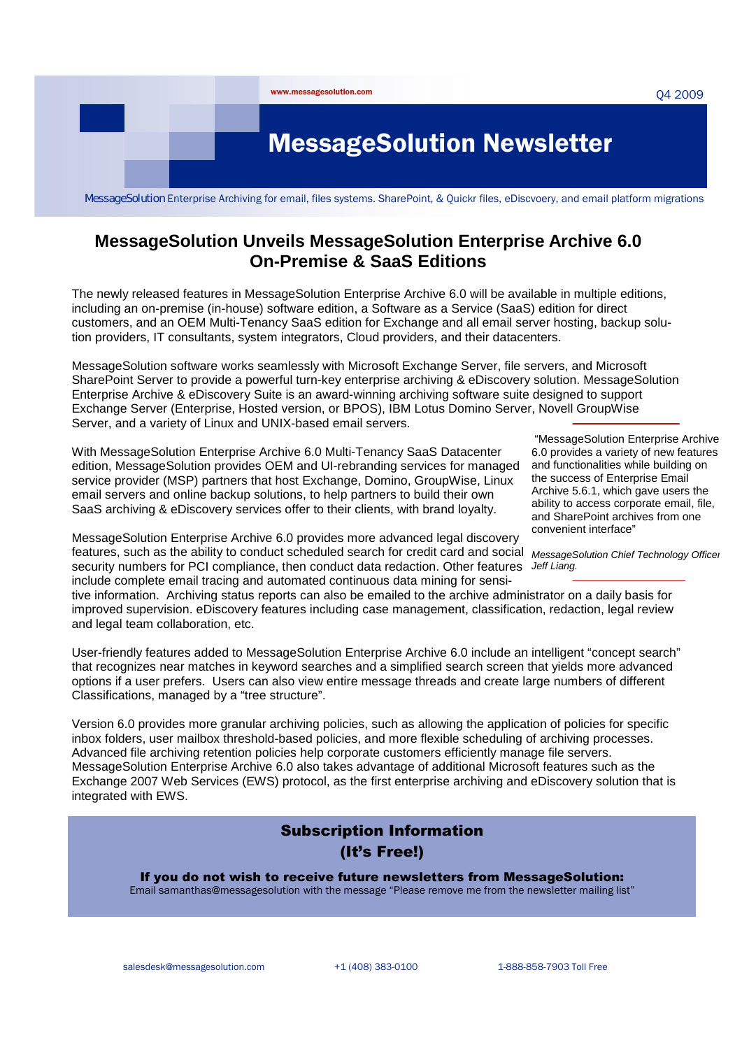www.messagesolution.com

Q4 2009

# MessageSolution Newsletter

MessageSolution Enterprise Archiving for email, files systems. SharePoint, & Quickr files, eDiscvoery, and email platform migrations

## MessageSolution Unveils MessageSolution Enterprise Archive 6.0 On-Premise & SaaS Editions

The newly released features in MessageSolution Enterprise Archive 6.0 will be available in multiple editions, including an on-premise (in-house) software edition, a Software as a Service (SaaS) edition for direct customers, and an OEM Multi-Tenancy SaaS edition for Exchange and all email server hosting, backup solution providers, IT consultants, system integrators, Cloud providers, and their datacenters.

MessageSolution software works seamlessly with Microsoft Exchange Server, file servers, and Microsoft SharePoint Server to provide a powerful turn-key enterprise archiving & eDiscovery solution. MessageSolution Enterprise Archive & eDiscovery Suite is an award-winning archiving software suite designed to support Exchange Server (Enterprise, Hosted version, or BPOS), IBM Lotus Domino Server, Novell GroupWise Server, and a variety of Linux and UNIX-based email servers.

With MessageSolution Enterprise Archive 6.0 Multi-Tenancy SaaS Datacenter edition, MessageSolution provides OEM and UI-rebranding services for managed service provider (MSP) partners that host Exchange, Domino, GroupWise, Linux email servers and online backup solutions, to help partners to build their own SaaS archiving & eDiscovery services offer to their clients, with brand loyalty.

> "MessageSolution Enterprise Archive 6.0 provides a variety of new features and functionalities while building on the success of Enterprise Email Archive 5.6.1, which gave users the ability to access corporate email, file, and SharePoint archives from one convenient interface"
>
> *MessageSolution Chief Technology Officer Jeff Liang.*

MessageSolution Enterprise Archive 6.0 provides more advanced legal discovery features, such as the ability to conduct scheduled search for credit card and social security numbers for PCI compliance, then conduct data redaction. Other features include complete email tracing and automated continuous data mining for sensitive information. Archiving status reports can also be emailed to the archive administrator on a daily basis for improved supervision. eDiscovery features including case management, classification, redaction, legal review and legal team collaboration, etc.

User-friendly features added to MessageSolution Enterprise Archive 6.0 include an intelligent "concept search" that recognizes near matches in keyword searches and a simplified search screen that yields more advanced options if a user prefers. Users can also view entire message threads and create large numbers of different Classifications, managed by a "tree structure".

Version 6.0 provides more granular archiving policies, such as allowing the application of policies for specific inbox folders, user mailbox threshold-based policies, and more flexible scheduling of archiving processes. Advanced file archiving retention policies help corporate customers efficiently manage file servers. MessageSolution Enterprise Archive 6.0 also takes advantage of additional Microsoft features such as the Exchange 2007 Web Services (EWS) protocol, as the first enterprise archiving and eDiscovery solution that is integrated with EWS.

### Subscription Information (It's Free!)

**If you do not wish to receive future newsletters from MessageSolution:**
Email samanthas@messagesolution with the message "Please remove me from the newsletter mailing list"

salesdesk@messagesolution.com | +1 (408) 383-0100 | 1-888-858-7903 Toll Free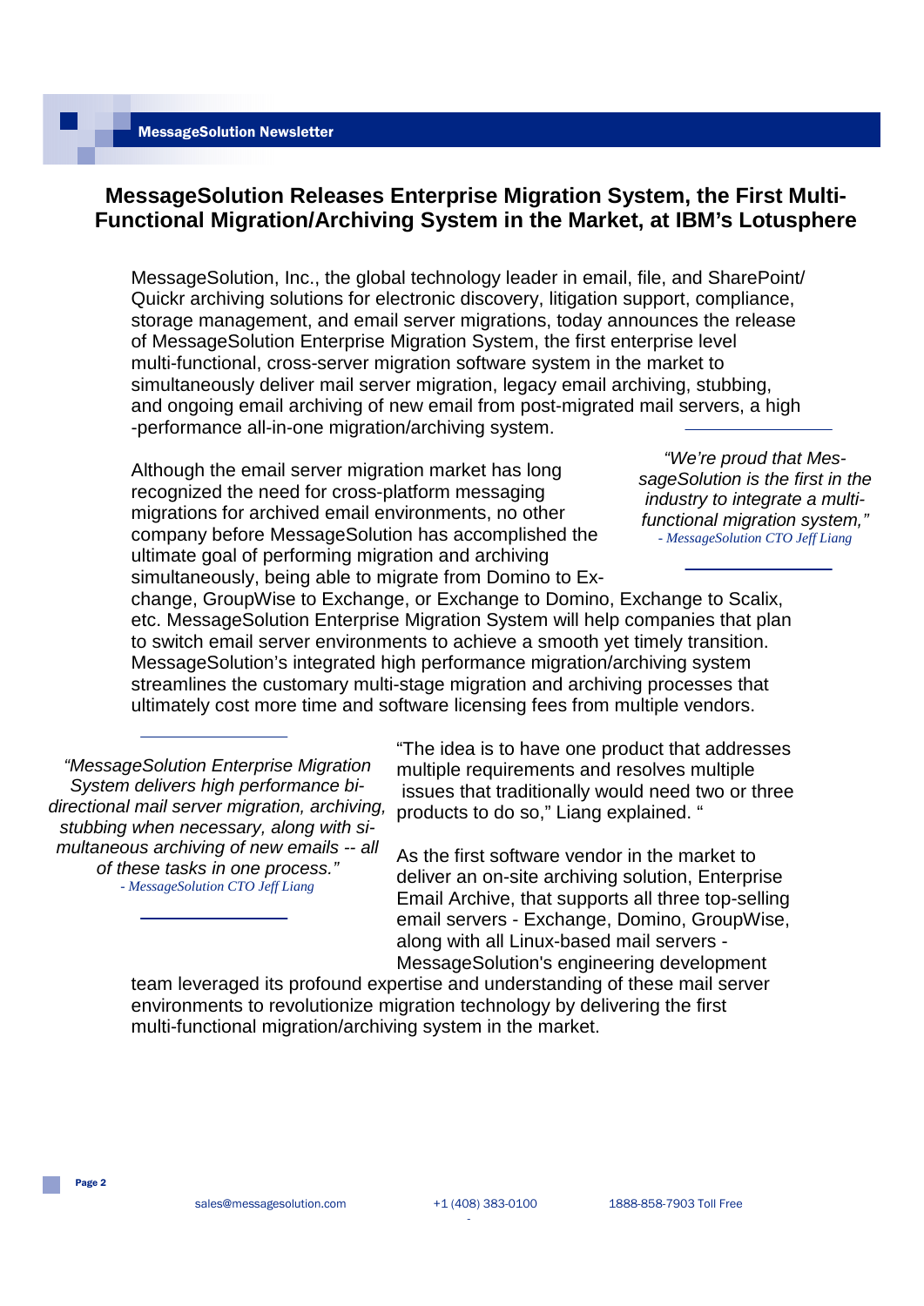# MessageSolution Releases Enterprise Migration System, the First Multi-Functional Migration/Archiving System in the Market, at IBM's Lotusphere

MessageSolution, Inc., the global technology leader in email, file, and SharePoint/ Quickr archiving solutions for electronic discovery, litigation support, compliance, storage management, and email server migrations, today announces the release of MessageSolution Enterprise Migration System, the first enterprise level multi-functional, cross-server migration software system in the market to simultaneously deliver mail server migration, legacy email archiving, stubbing, and ongoing email archiving of new email from post-migrated mail servers, a high -performance all-in-one migration/archiving system.

> *"We're proud that MessageSolution is the first in the industry to integrate a multi-functional migration system,"*
> *- MessageSolution CTO Jeff Liang*

Although the email server migration market has long recognized the need for cross-platform messaging migrations for archived email environments, no other company before MessageSolution has accomplished the ultimate goal of performing migration and archiving simultaneously, being able to migrate from Domino to Exchange, GroupWise to Exchange, or Exchange to Domino, Exchange to Scalix, etc. MessageSolution Enterprise Migration System will help companies that plan to switch email server environments to achieve a smooth yet timely transition. MessageSolution's integrated high performance migration/archiving system streamlines the customary multi-stage migration and archiving processes that ultimately cost more time and software licensing fees from multiple vendors.

> *"MessageSolution Enterprise Migration System delivers high performance bi-directional mail server migration, archiving, stubbing when necessary, along with simultaneous archiving of new emails -- all of these tasks in one process."*
> *- MessageSolution CTO Jeff Liang*

"The idea is to have one product that addresses multiple requirements and resolves multiple issues that traditionally would need two or three products to do so," Liang explained. "

As the first software vendor in the market to deliver an on-site archiving solution, Enterprise Email Archive, that supports all three top-selling email servers - Exchange, Domino, GroupWise, along with all Linux-based mail servers - MessageSolution's engineering development team leveraged its profound expertise and understanding of these mail server environments to revolutionize migration technology by delivering the first multi-functional migration/archiving system in the market.

sales@messagesolution.com +1 (408) 383-0100 1888-858-7903 Toll Free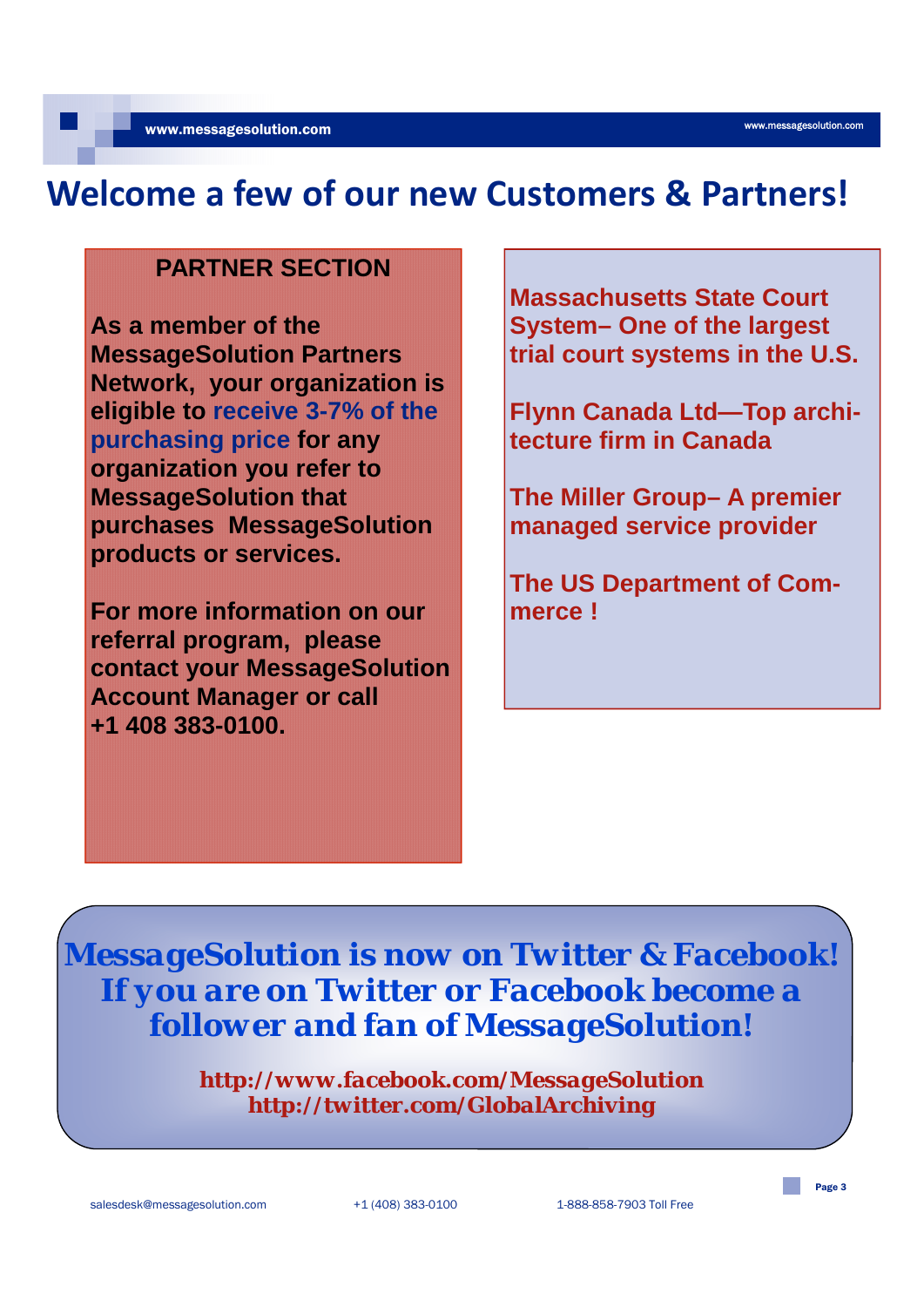# Welcome a few of our new Customers & Partners!

## PARTNER SECTION

**As a member of the MessageSolution Partners Network, your organization is eligible to receive 3-7% of the purchasing price for any organization you refer to MessageSolution that purchases MessageSolution products or services.**

**For more information on our referral program, please contact your MessageSolution Account Manager or call +1 408 383-0100.**

**Massachusetts State Court System– One of the largest trial court systems in the U.S.**

**Flynn Canada Ltd—Top architecture firm in Canada**

**The Miller Group– A premier managed service provider**

**The US Department of Commerce !**

***MessageSolution is now on Twitter & Facebook! If you are on Twitter or Facebook become a follower and fan of MessageSolution!***

**http://www.facebook.com/MessageSolution**
**http://twitter.com/GlobalArchiving**

salesdesk@messagesolution.com +1 (408) 383-0100 1-888-858-7903 Toll Free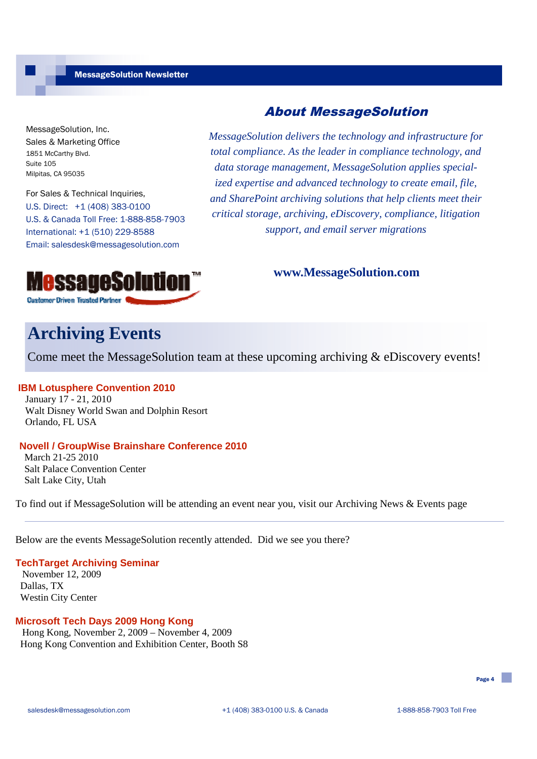MessageSolution, Inc.
Sales & Marketing Office
1851 McCarthy Blvd.
Suite 105
Milpitas, CA 95035

For Sales & Technical Inquiries,
U.S. Direct: +1 (408) 383-0100
U.S. & Canada Toll Free: 1-888-858-7903
International: +1 (510) 229-8588
Email: salesdesk@messagesolution.com

MessageSolution™
Customer Driven Trusted Partner

## About MessageSolution

*MessageSolution delivers the technology and infrastructure for total compliance. As the leader in compliance technology, and data storage management, MessageSolution applies specialized expertise and advanced technology to create email, file, and SharePoint archiving solutions that help clients meet their critical storage, archiving, eDiscovery, compliance, litigation support, and email server migrations*

**www.MessageSolution.com**

# Archiving Events

Come meet the MessageSolution team at these upcoming archiving & eDiscovery events!

**IBM Lotusphere Convention 2010**
January 17 - 21, 2010
Walt Disney World Swan and Dolphin Resort
Orlando, FL USA

**Novell / GroupWise Brainshare Conference 2010**
March 21-25 2010
Salt Palace Convention Center
Salt Lake City, Utah

To find out if MessageSolution will be attending an event near you, visit our Archiving News & Events page

---

Below are the events MessageSolution recently attended. Did we see you there?

**TechTarget Archiving Seminar**
November 12, 2009
Dallas, TX
Westin City Center

**Microsoft Tech Days 2009 Hong Kong**
Hong Kong, November 2, 2009 – November 4, 2009
Hong Kong Convention and Exhibition Center, Booth S8